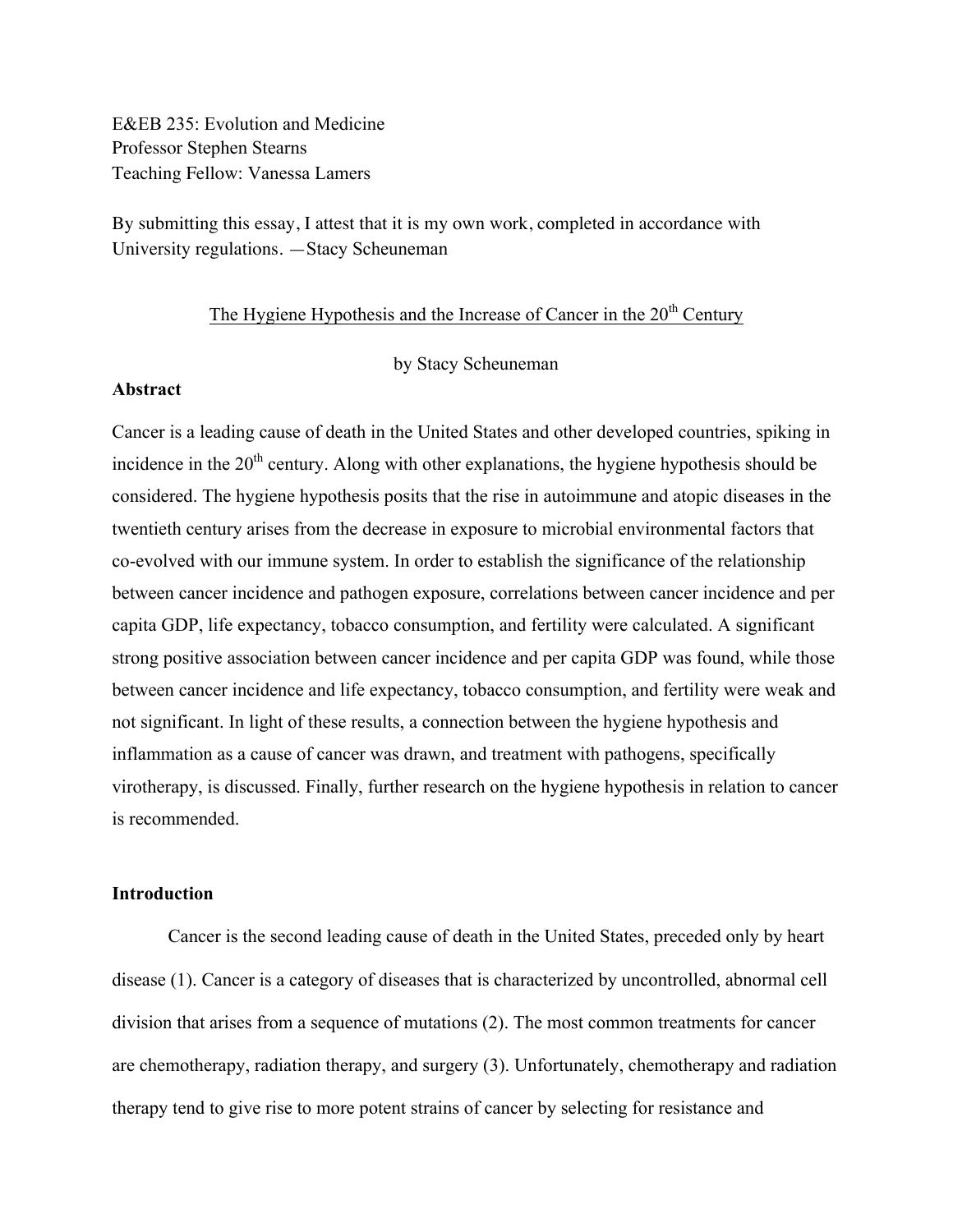E&EB 235: Evolution and Medicine
Professor Stephen Stearns
Teaching Fellow: Vanessa Lamers

By submitting this essay, I attest that it is my own work, completed in accordance with University regulations. —Stacy Scheuneman

# The Hygiene Hypothesis and the Increase of Cancer in the 20th Century

by Stacy Scheuneman

## Abstract

Cancer is a leading cause of death in the United States and other developed countries, spiking in incidence in the 20th century. Along with other explanations, the hygiene hypothesis should be considered. The hygiene hypothesis posits that the rise in autoimmune and atopic diseases in the twentieth century arises from the decrease in exposure to microbial environmental factors that co-evolved with our immune system. In order to establish the significance of the relationship between cancer incidence and pathogen exposure, correlations between cancer incidence and per capita GDP, life expectancy, tobacco consumption, and fertility were calculated. A significant strong positive association between cancer incidence and per capita GDP was found, while those between cancer incidence and life expectancy, tobacco consumption, and fertility were weak and not significant. In light of these results, a connection between the hygiene hypothesis and inflammation as a cause of cancer was drawn, and treatment with pathogens, specifically virotherapy, is discussed. Finally, further research on the hygiene hypothesis in relation to cancer is recommended.

## Introduction

Cancer is the second leading cause of death in the United States, preceded only by heart disease (1). Cancer is a category of diseases that is characterized by uncontrolled, abnormal cell division that arises from a sequence of mutations (2). The most common treatments for cancer are chemotherapy, radiation therapy, and surgery (3). Unfortunately, chemotherapy and radiation therapy tend to give rise to more potent strains of cancer by selecting for resistance and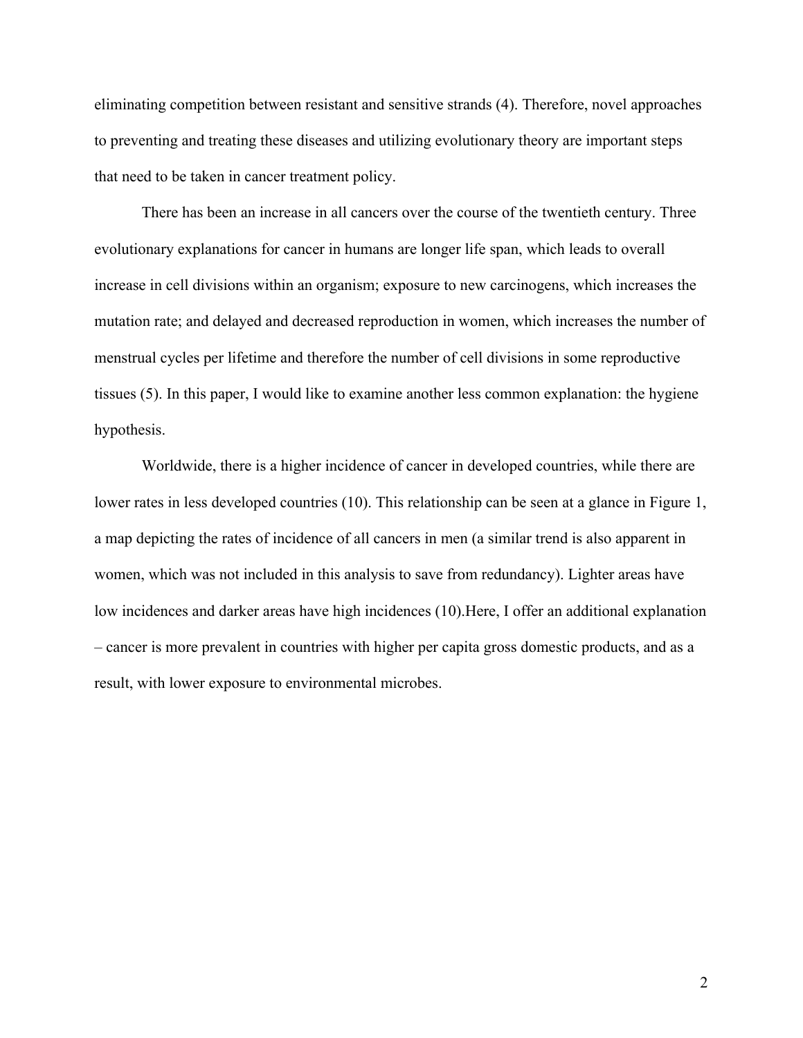eliminating competition between resistant and sensitive strands (4). Therefore, novel approaches to preventing and treating these diseases and utilizing evolutionary theory are important steps that need to be taken in cancer treatment policy.

There has been an increase in all cancers over the course of the twentieth century. Three evolutionary explanations for cancer in humans are longer life span, which leads to overall increase in cell divisions within an organism; exposure to new carcinogens, which increases the mutation rate; and delayed and decreased reproduction in women, which increases the number of menstrual cycles per lifetime and therefore the number of cell divisions in some reproductive tissues (5). In this paper, I would like to examine another less common explanation: the hygiene hypothesis.

Worldwide, there is a higher incidence of cancer in developed countries, while there are lower rates in less developed countries (10). This relationship can be seen at a glance in Figure 1, a map depicting the rates of incidence of all cancers in men (a similar trend is also apparent in women, which was not included in this analysis to save from redundancy). Lighter areas have low incidences and darker areas have high incidences (10).Here, I offer an additional explanation – cancer is more prevalent in countries with higher per capita gross domestic products, and as a result, with lower exposure to environmental microbes.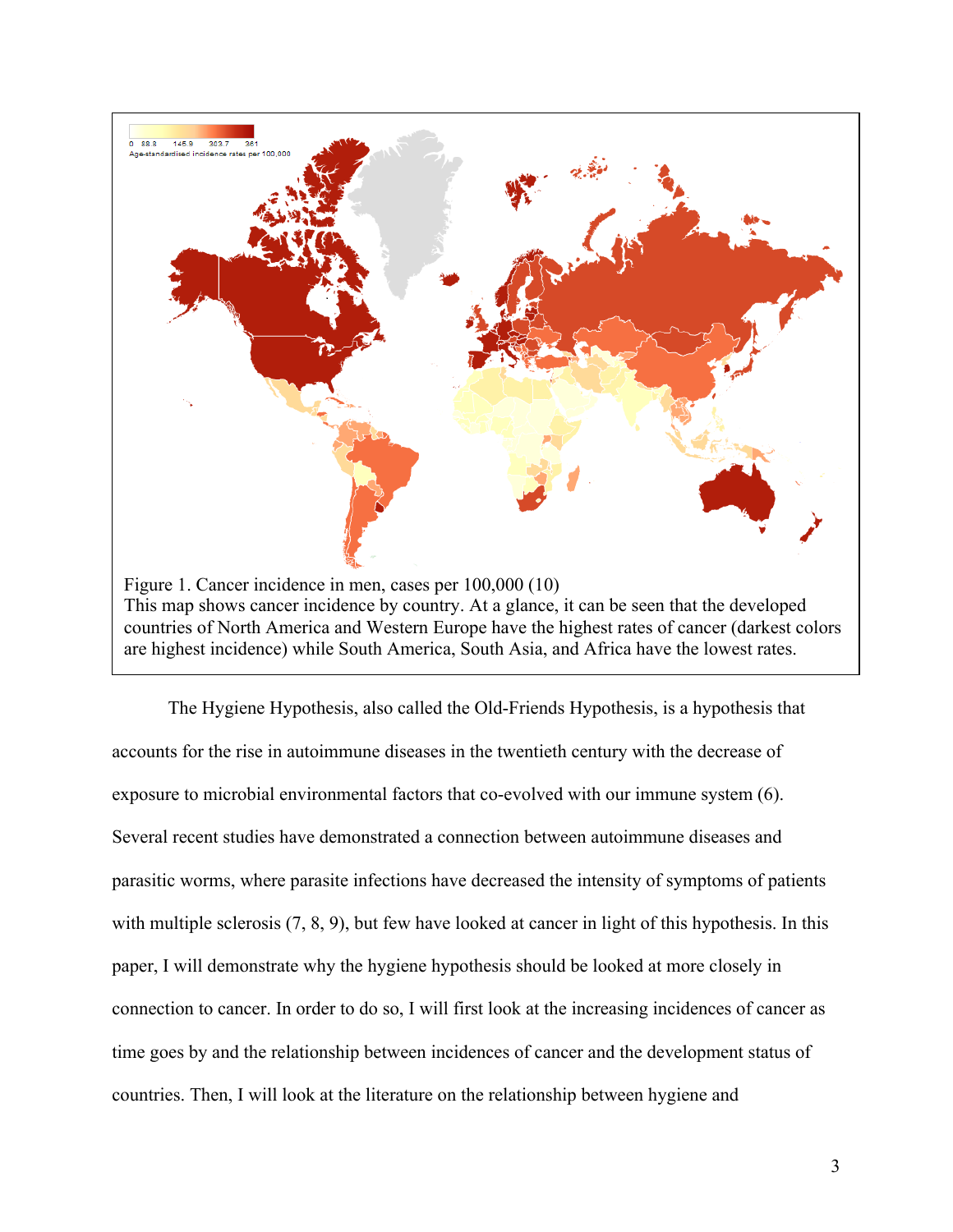0 88.8 145.9 303.7 361
Age-standardised incidence rates per 100,000

Figure 1. Cancer incidence in men, cases per 100,000 (10)
This map shows cancer incidence by country. At a glance, it can be seen that the developed countries of North America and Western Europe have the highest rates of cancer (darkest colors are highest incidence) while South America, South Asia, and Africa have the lowest rates.

The Hygiene Hypothesis, also called the Old-Friends Hypothesis, is a hypothesis that accounts for the rise in autoimmune diseases in the twentieth century with the decrease of exposure to microbial environmental factors that co-evolved with our immune system (6). Several recent studies have demonstrated a connection between autoimmune diseases and parasitic worms, where parasite infections have decreased the intensity of symptoms of patients with multiple sclerosis (7, 8, 9), but few have looked at cancer in light of this hypothesis. In this paper, I will demonstrate why the hygiene hypothesis should be looked at more closely in connection to cancer. In order to do so, I will first look at the increasing incidences of cancer as time goes by and the relationship between incidences of cancer and the development status of countries. Then, I will look at the literature on the relationship between hygiene and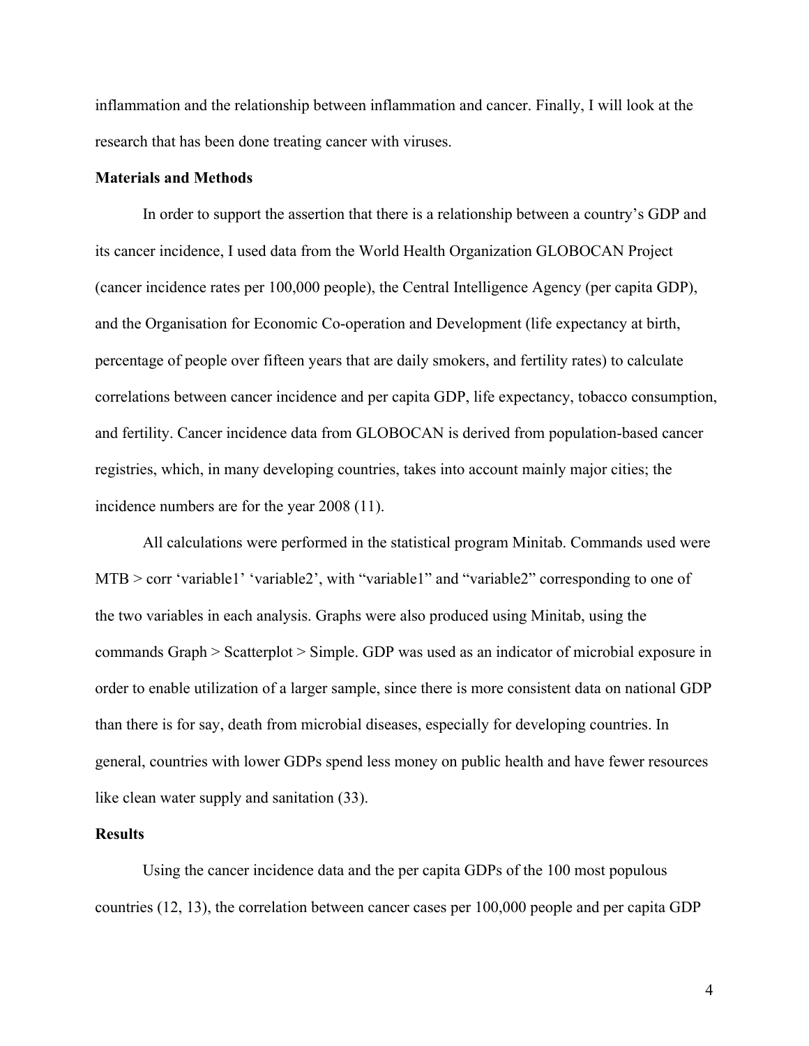inflammation and the relationship between inflammation and cancer. Finally, I will look at the research that has been done treating cancer with viruses.

**Materials and Methods**

In order to support the assertion that there is a relationship between a country's GDP and its cancer incidence, I used data from the World Health Organization GLOBOCAN Project (cancer incidence rates per 100,000 people), the Central Intelligence Agency (per capita GDP), and the Organisation for Economic Co-operation and Development (life expectancy at birth, percentage of people over fifteen years that are daily smokers, and fertility rates) to calculate correlations between cancer incidence and per capita GDP, life expectancy, tobacco consumption, and fertility. Cancer incidence data from GLOBOCAN is derived from population-based cancer registries, which, in many developing countries, takes into account mainly major cities; the incidence numbers are for the year 2008 (11).

All calculations were performed in the statistical program Minitab. Commands used were MTB > corr 'variable1' 'variable2', with "variable1" and "variable2" corresponding to one of the two variables in each analysis. Graphs were also produced using Minitab, using the commands Graph > Scatterplot > Simple. GDP was used as an indicator of microbial exposure in order to enable utilization of a larger sample, since there is more consistent data on national GDP than there is for say, death from microbial diseases, especially for developing countries. In general, countries with lower GDPs spend less money on public health and have fewer resources like clean water supply and sanitation (33).

**Results**

Using the cancer incidence data and the per capita GDPs of the 100 most populous countries (12, 13), the correlation between cancer cases per 100,000 people and per capita GDP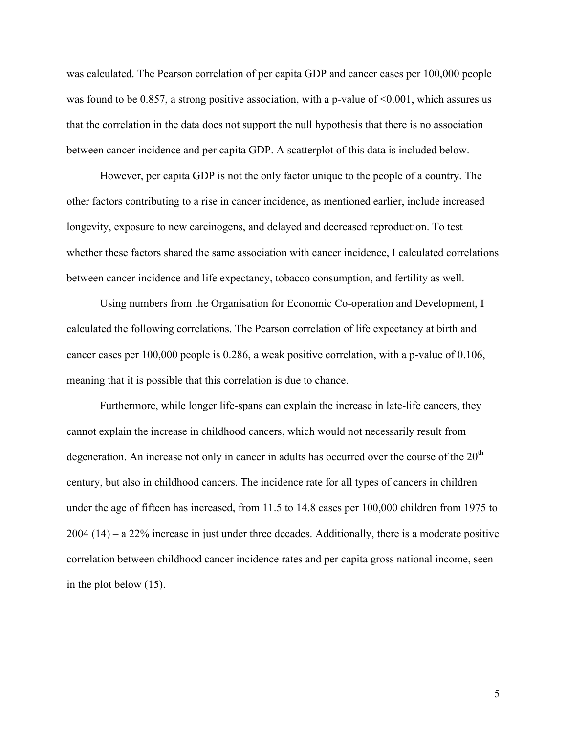was calculated. The Pearson correlation of per capita GDP and cancer cases per 100,000 people was found to be 0.857, a strong positive association, with a p-value of <0.001, which assures us that the correlation in the data does not support the null hypothesis that there is no association between cancer incidence and per capita GDP. A scatterplot of this data is included below.

However, per capita GDP is not the only factor unique to the people of a country. The other factors contributing to a rise in cancer incidence, as mentioned earlier, include increased longevity, exposure to new carcinogens, and delayed and decreased reproduction. To test whether these factors shared the same association with cancer incidence, I calculated correlations between cancer incidence and life expectancy, tobacco consumption, and fertility as well.

Using numbers from the Organisation for Economic Co-operation and Development, I calculated the following correlations. The Pearson correlation of life expectancy at birth and cancer cases per 100,000 people is 0.286, a weak positive correlation, with a p-value of 0.106, meaning that it is possible that this correlation is due to chance.

Furthermore, while longer life-spans can explain the increase in late-life cancers, they cannot explain the increase in childhood cancers, which would not necessarily result from degeneration. An increase not only in cancer in adults has occurred over the course of the 20th century, but also in childhood cancers. The incidence rate for all types of cancers in children under the age of fifteen has increased, from 11.5 to 14.8 cases per 100,000 children from 1975 to 2004 (14) – a 22% increase in just under three decades. Additionally, there is a moderate positive correlation between childhood cancer incidence rates and per capita gross national income, seen in the plot below (15).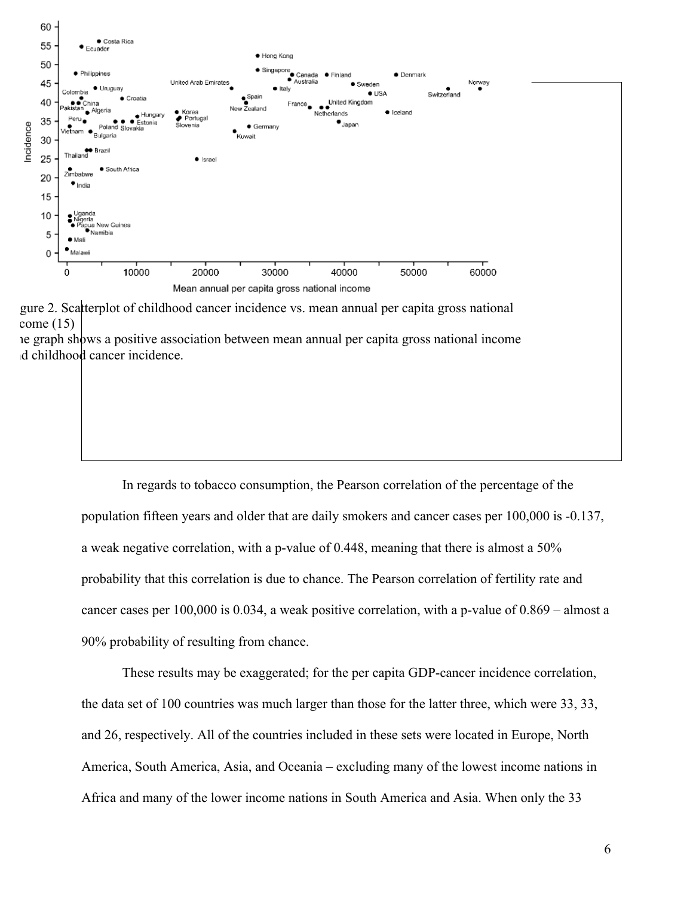60
55
50
45
40
35
30
25
20
15
10
5
0

Incidence

Costa Rica
Ecuador
Hong Kong
Philippines
Singapore
Canada
Finland
Denmark
Australia
Sweden
United Arab Emirates
Norway
Uruguay
Italy
Colombia
USA
Switzerland
Croatia
Spain
China
New Zealand
France
United Kingdom
Pakistan
Algeria
Korea
Iceland
Hungary
Netherlands
Portugal
Peru
Estonia
Slovenia
Japan
Poland
Slovakia
Germany
Vietnam
Bulgaria
Kuwait
Brazil
Thailand
Israel
South Africa
Zimbabwe
India
Uganda
Nigeria
Papua New Guinea
Namibia
Mali
Malawi

0
10000
20000
30000
40000
50000
60000

Mean annual per capita gross national income

gure 2. Scatterplot of childhood cancer incidence vs. mean annual per capita gross national come (15)

ie graph shows a positive association between mean annual per capita gross national income ıd childhood cancer incidence.

In regards to tobacco consumption, the Pearson correlation of the percentage of the population fifteen years and older that are daily smokers and cancer cases per 100,000 is -0.137, a weak negative correlation, with a p-value of 0.448, meaning that there is almost a 50% probability that this correlation is due to chance. The Pearson correlation of fertility rate and cancer cases per 100,000 is 0.034, a weak positive correlation, with a p-value of 0.869 – almost a 90% probability of resulting from chance.

These results may be exaggerated; for the per capita GDP-cancer incidence correlation, the data set of 100 countries was much larger than those for the latter three, which were 33, 33, and 26, respectively. All of the countries included in these sets were located in Europe, North America, South America, Asia, and Oceania – excluding many of the lowest income nations in Africa and many of the lower income nations in South America and Asia. When only the 33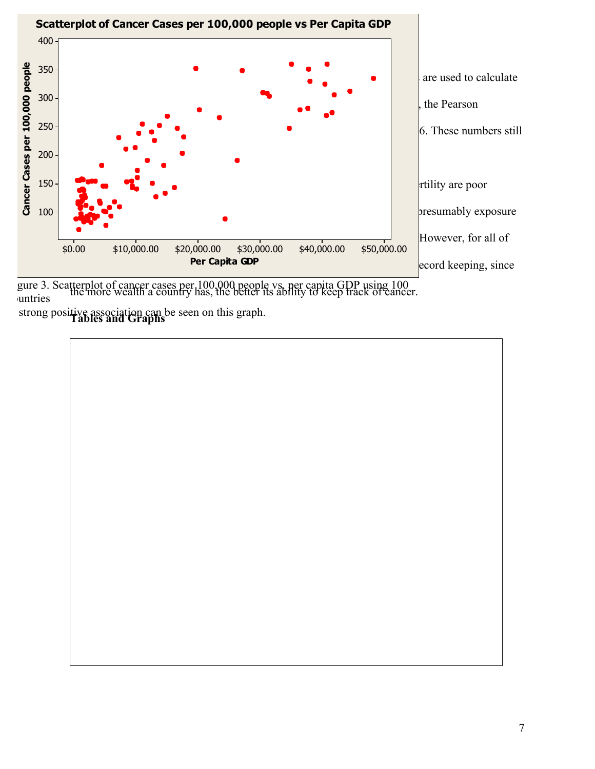Scatterplot of Cancer Cases per 100,000 people vs Per Capita GDP

400
350
300
250
200
150
100

Cancer Cases per 100,000 people

$0.00
$10,000.00
$20,000.00
$30,000.00
$40,000.00
$50,000.00

Per Capita GDP

are used to calculate

, the Pearson

6. These numbers still

rtility are poor

presumably exposure

However, for all of

ecord keeping, since

the more wealth a country has, the better its ability to keep track of cancer.

gure 3. Scatterplot of cancer cases per 100,000 people vs. per capita GDP using 100 ountries

strong positive association can be seen on this graph.

**Tables and Graphs**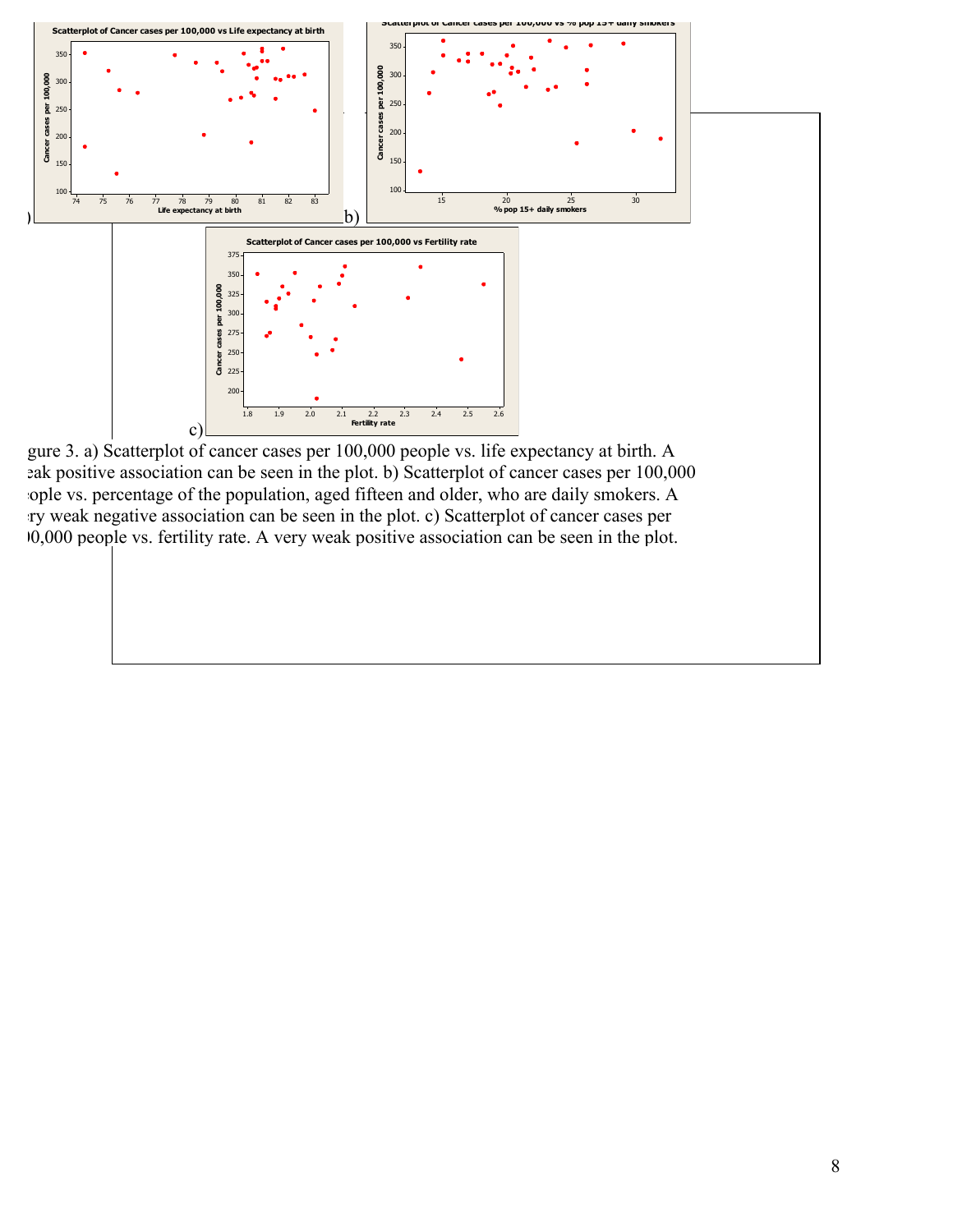Scatterplot of Cancer cases per 100,000 vs Life expectancy at birth

Cancer cases per 100,000

350
300
250
200
150
100

74 75 76 77 78 79 80 81 82 83

Life expectancy at birth

Scatterplot of Cancer cases per 100,000 vs % pop 15+ daily smokers

Cancer cases per 100,000

350
300
250
200
150
100

15 20 25 30

% pop 15+ daily smokers

Scatterplot of Cancer cases per 100,000 vs Fertility rate

Cancer cases per 100,000

375
350
325
300
275
250
225
200

1.8 1.9 2.0 2.1 2.2 2.3 2.4 2.5 2.6

Fertility rate

a) b) c)

Figure 3. a) Scatterplot of cancer cases per 100,000 people vs. life expectancy at birth. A weak positive association can be seen in the plot. b) Scatterplot of cancer cases per 100,000 people vs. percentage of the population, aged fifteen and older, who are daily smokers. A very weak negative association can be seen in the plot. c) Scatterplot of cancer cases per 100,000 people vs. fertility rate. A very weak positive association can be seen in the plot.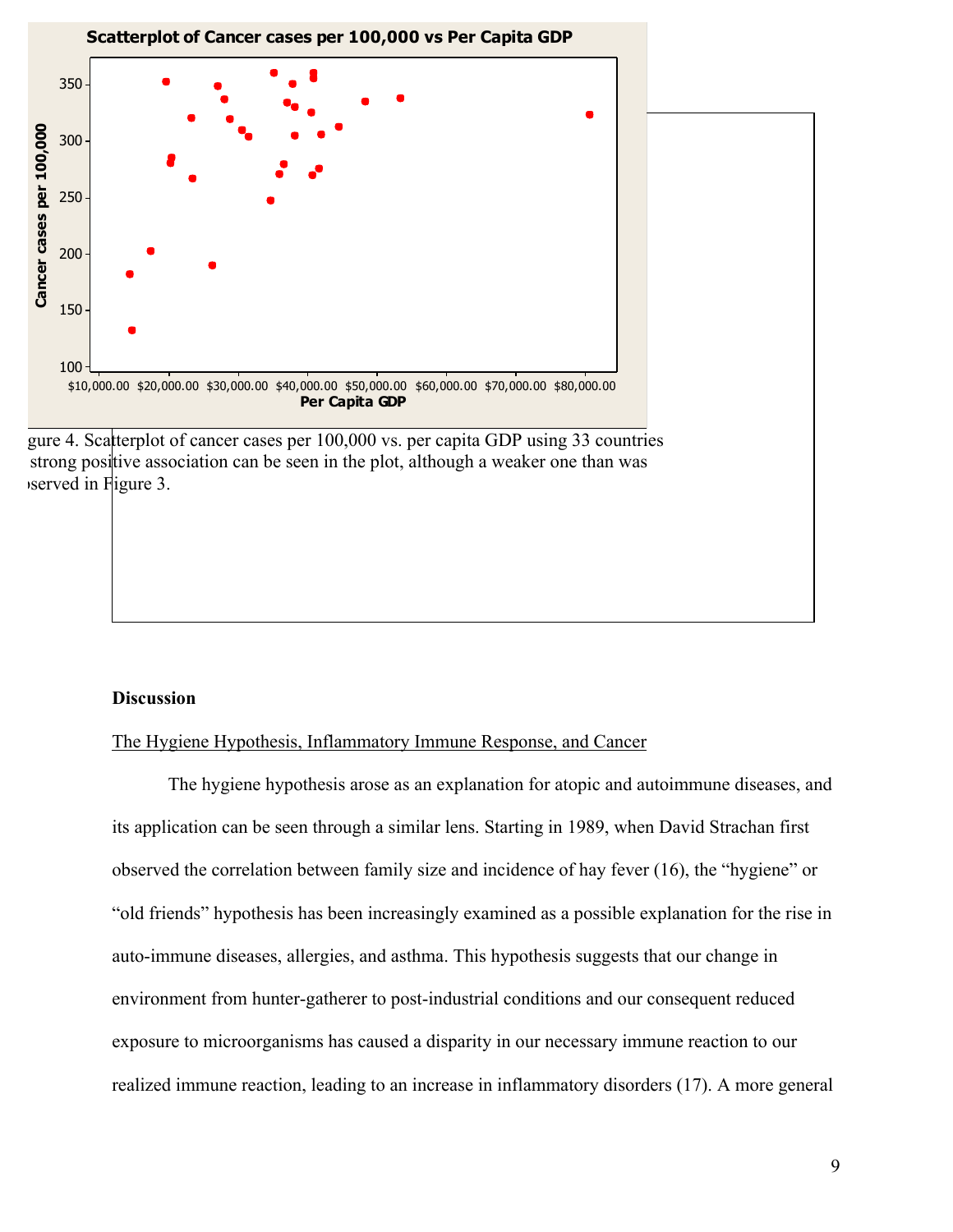Scatterplot of Cancer cases per 100,000 vs Per Capita GDP

Cancer cases per 100,000

350
300
250
200
150
100

$10,000.00 $20,000.00 $30,000.00 $40,000.00 $50,000.00 $60,000.00 $70,000.00 $80,000.00

Per Capita GDP

Figure 4. Scatterplot of cancer cases per 100,000 vs. per capita GDP using 33 countries. A strong positive association can be seen in the plot, although a weaker one than was observed in Figure 3.

## Discussion

The Hygiene Hypothesis, Inflammatory Immune Response, and Cancer

The hygiene hypothesis arose as an explanation for atopic and autoimmune diseases, and its application can be seen through a similar lens. Starting in 1989, when David Strachan first observed the correlation between family size and incidence of hay fever (16), the "hygiene" or "old friends" hypothesis has been increasingly examined as a possible explanation for the rise in auto-immune diseases, allergies, and asthma. This hypothesis suggests that our change in environment from hunter-gatherer to post-industrial conditions and our consequent reduced exposure to microorganisms has caused a disparity in our necessary immune reaction to our realized immune reaction, leading to an increase in inflammatory disorders (17). A more general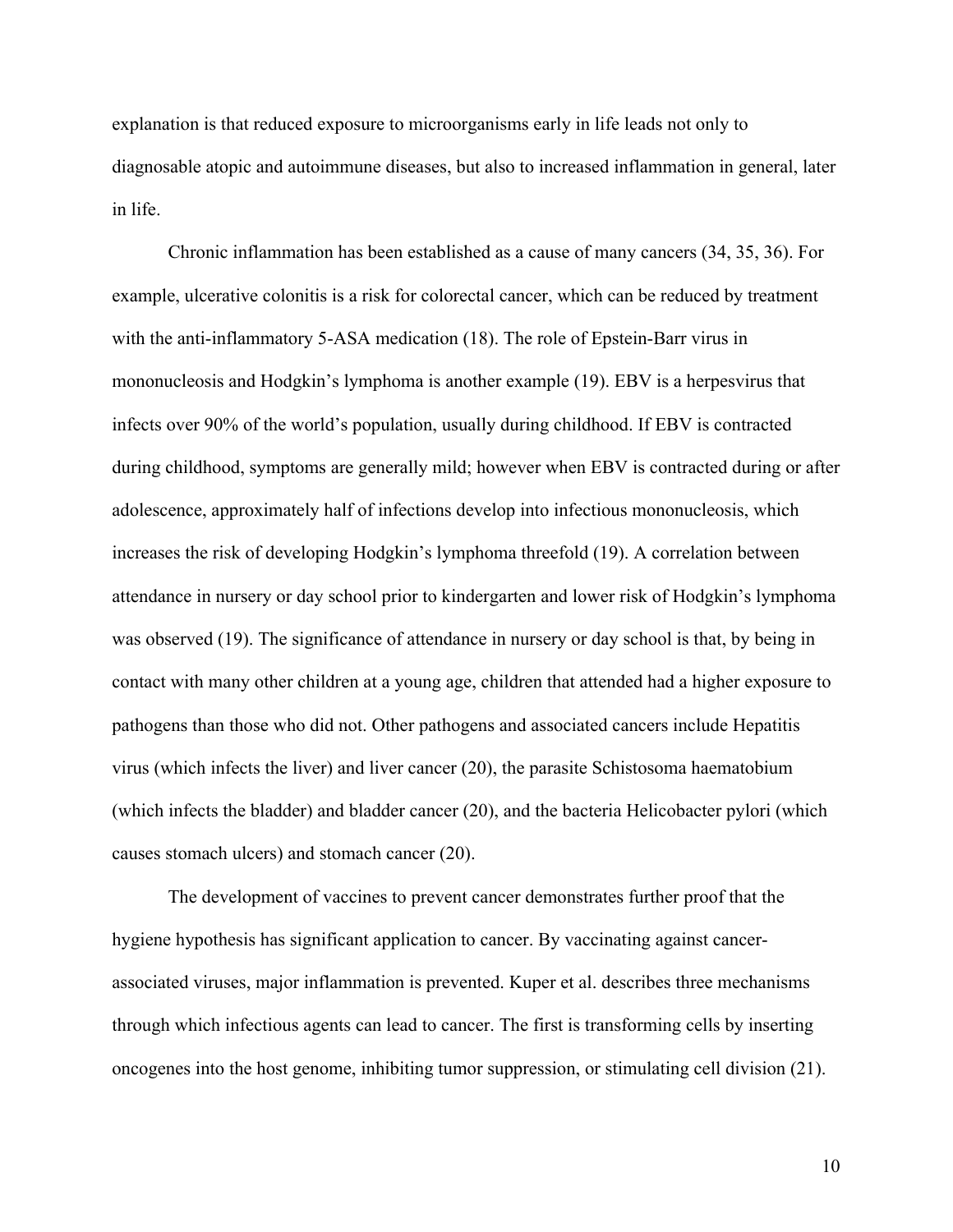explanation is that reduced exposure to microorganisms early in life leads not only to diagnosable atopic and autoimmune diseases, but also to increased inflammation in general, later in life.

Chronic inflammation has been established as a cause of many cancers (34, 35, 36). For example, ulcerative colonitis is a risk for colorectal cancer, which can be reduced by treatment with the anti-inflammatory 5-ASA medication (18). The role of Epstein-Barr virus in mononucleosis and Hodgkin's lymphoma is another example (19). EBV is a herpesvirus that infects over 90% of the world's population, usually during childhood. If EBV is contracted during childhood, symptoms are generally mild; however when EBV is contracted during or after adolescence, approximately half of infections develop into infectious mononucleosis, which increases the risk of developing Hodgkin's lymphoma threefold (19). A correlation between attendance in nursery or day school prior to kindergarten and lower risk of Hodgkin's lymphoma was observed (19). The significance of attendance in nursery or day school is that, by being in contact with many other children at a young age, children that attended had a higher exposure to pathogens than those who did not. Other pathogens and associated cancers include Hepatitis virus (which infects the liver) and liver cancer (20), the parasite Schistosoma haematobium (which infects the bladder) and bladder cancer (20), and the bacteria Helicobacter pylori (which causes stomach ulcers) and stomach cancer (20).

The development of vaccines to prevent cancer demonstrates further proof that the hygiene hypothesis has significant application to cancer. By vaccinating against cancer-associated viruses, major inflammation is prevented. Kuper et al. describes three mechanisms through which infectious agents can lead to cancer. The first is transforming cells by inserting oncogenes into the host genome, inhibiting tumor suppression, or stimulating cell division (21).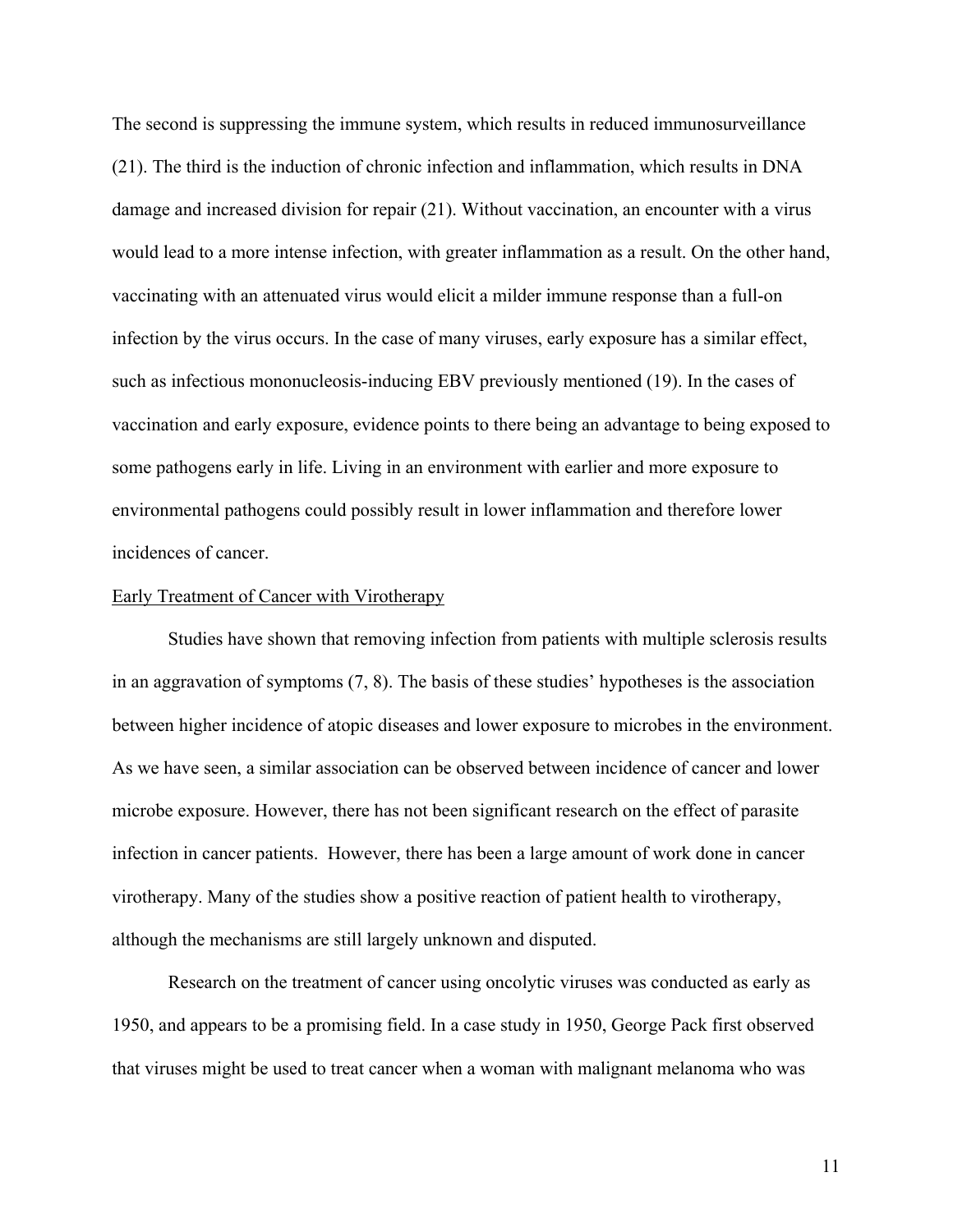The second is suppressing the immune system, which results in reduced immunosurveillance (21). The third is the induction of chronic infection and inflammation, which results in DNA damage and increased division for repair (21). Without vaccination, an encounter with a virus would lead to a more intense infection, with greater inflammation as a result. On the other hand, vaccinating with an attenuated virus would elicit a milder immune response than a full-on infection by the virus occurs. In the case of many viruses, early exposure has a similar effect, such as infectious mononucleosis-inducing EBV previously mentioned (19). In the cases of vaccination and early exposure, evidence points to there being an advantage to being exposed to some pathogens early in life. Living in an environment with earlier and more exposure to environmental pathogens could possibly result in lower inflammation and therefore lower incidences of cancer.

<u>Early Treatment of Cancer with Virotherapy</u>

Studies have shown that removing infection from patients with multiple sclerosis results in an aggravation of symptoms (7, 8). The basis of these studies' hypotheses is the association between higher incidence of atopic diseases and lower exposure to microbes in the environment. As we have seen, a similar association can be observed between incidence of cancer and lower microbe exposure. However, there has not been significant research on the effect of parasite infection in cancer patients. However, there has been a large amount of work done in cancer virotherapy. Many of the studies show a positive reaction of patient health to virotherapy, although the mechanisms are still largely unknown and disputed.

Research on the treatment of cancer using oncolytic viruses was conducted as early as 1950, and appears to be a promising field. In a case study in 1950, George Pack first observed that viruses might be used to treat cancer when a woman with malignant melanoma who was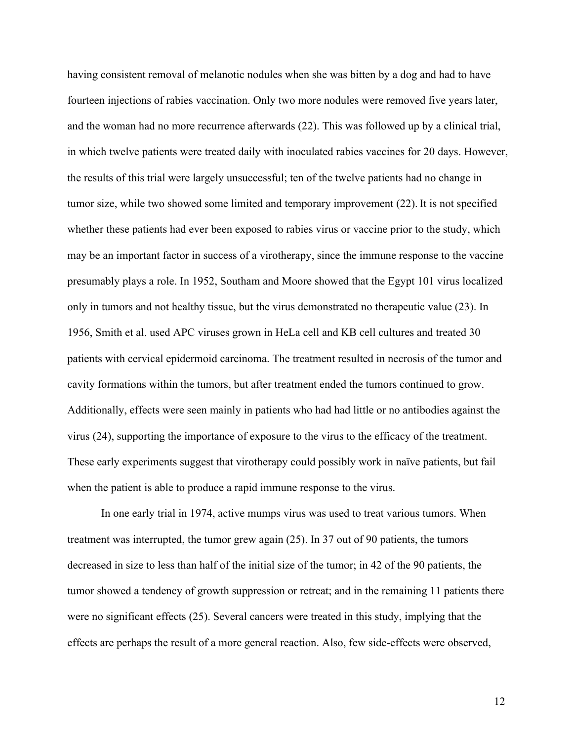having consistent removal of melanotic nodules when she was bitten by a dog and had to have fourteen injections of rabies vaccination. Only two more nodules were removed five years later, and the woman had no more recurrence afterwards (22). This was followed up by a clinical trial, in which twelve patients were treated daily with inoculated rabies vaccines for 20 days. However, the results of this trial were largely unsuccessful; ten of the twelve patients had no change in tumor size, while two showed some limited and temporary improvement (22). It is not specified whether these patients had ever been exposed to rabies virus or vaccine prior to the study, which may be an important factor in success of a virotherapy, since the immune response to the vaccine presumably plays a role. In 1952, Southam and Moore showed that the Egypt 101 virus localized only in tumors and not healthy tissue, but the virus demonstrated no therapeutic value (23). In 1956, Smith et al. used APC viruses grown in HeLa cell and KB cell cultures and treated 30 patients with cervical epidermoid carcinoma. The treatment resulted in necrosis of the tumor and cavity formations within the tumors, but after treatment ended the tumors continued to grow. Additionally, effects were seen mainly in patients who had had little or no antibodies against the virus (24), supporting the importance of exposure to the virus to the efficacy of the treatment. These early experiments suggest that virotherapy could possibly work in naïve patients, but fail when the patient is able to produce a rapid immune response to the virus.

In one early trial in 1974, active mumps virus was used to treat various tumors. When treatment was interrupted, the tumor grew again (25). In 37 out of 90 patients, the tumors decreased in size to less than half of the initial size of the tumor; in 42 of the 90 patients, the tumor showed a tendency of growth suppression or retreat; and in the remaining 11 patients there were no significant effects (25). Several cancers were treated in this study, implying that the effects are perhaps the result of a more general reaction. Also, few side-effects were observed,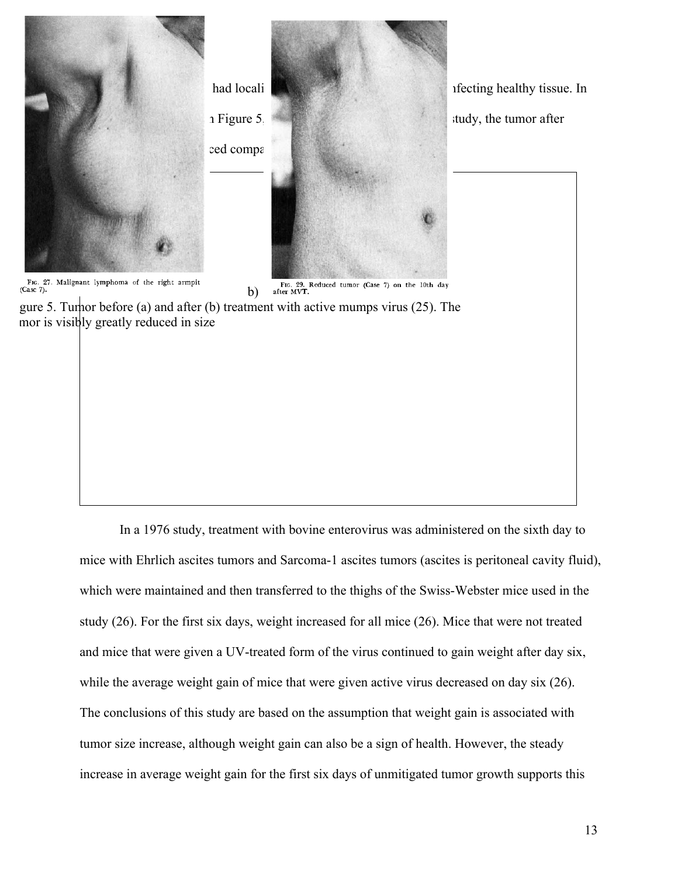had locali ... ıfecting healthy tissue. In

ı Figure 5. ... ;tudy, the tumor after

ced compa

FIG. 27. Malignant lymphoma of the right armpit (Case 7).

b) FIG. 29. Reduced tumor (Case 7) on the 10th day after MVT.

gure 5. Tumor before (a) and after (b) treatment with active mumps virus (25). The mor is visibly greatly reduced in size

In a 1976 study, treatment with bovine enterovirus was administered on the sixth day to mice with Ehrlich ascites tumors and Sarcoma-1 ascites tumors (ascites is peritoneal cavity fluid), which were maintained and then transferred to the thighs of the Swiss-Webster mice used in the study (26). For the first six days, weight increased for all mice (26). Mice that were not treated and mice that were given a UV-treated form of the virus continued to gain weight after day six, while the average weight gain of mice that were given active virus decreased on day six (26). The conclusions of this study are based on the assumption that weight gain is associated with tumor size increase, although weight gain can also be a sign of health. However, the steady increase in average weight gain for the first six days of unmitigated tumor growth supports this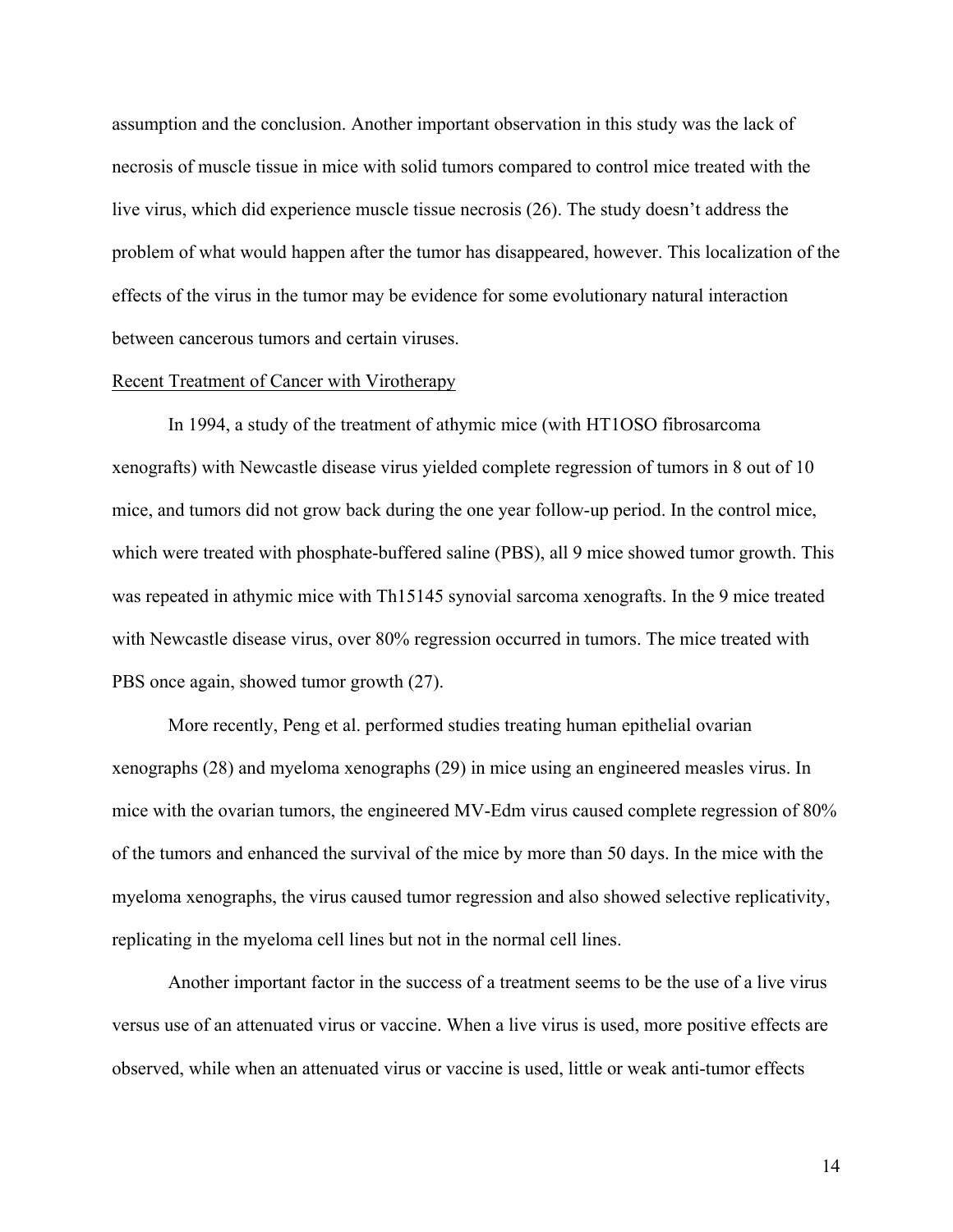assumption and the conclusion. Another important observation in this study was the lack of necrosis of muscle tissue in mice with solid tumors compared to control mice treated with the live virus, which did experience muscle tissue necrosis (26). The study doesn't address the problem of what would happen after the tumor has disappeared, however. This localization of the effects of the virus in the tumor may be evidence for some evolutionary natural interaction between cancerous tumors and certain viruses.

Recent Treatment of Cancer with Virotherapy

In 1994, a study of the treatment of athymic mice (with HT1OSO fibrosarcoma xenografts) with Newcastle disease virus yielded complete regression of tumors in 8 out of 10 mice, and tumors did not grow back during the one year follow-up period. In the control mice, which were treated with phosphate-buffered saline (PBS), all 9 mice showed tumor growth. This was repeated in athymic mice with Th15145 synovial sarcoma xenografts. In the 9 mice treated with Newcastle disease virus, over 80% regression occurred in tumors. The mice treated with PBS once again, showed tumor growth (27).

More recently, Peng et al. performed studies treating human epithelial ovarian xenographs (28) and myeloma xenographs (29) in mice using an engineered measles virus. In mice with the ovarian tumors, the engineered MV-Edm virus caused complete regression of 80% of the tumors and enhanced the survival of the mice by more than 50 days. In the mice with the myeloma xenographs, the virus caused tumor regression and also showed selective replicativity, replicating in the myeloma cell lines but not in the normal cell lines.

Another important factor in the success of a treatment seems to be the use of a live virus versus use of an attenuated virus or vaccine. When a live virus is used, more positive effects are observed, while when an attenuated virus or vaccine is used, little or weak anti-tumor effects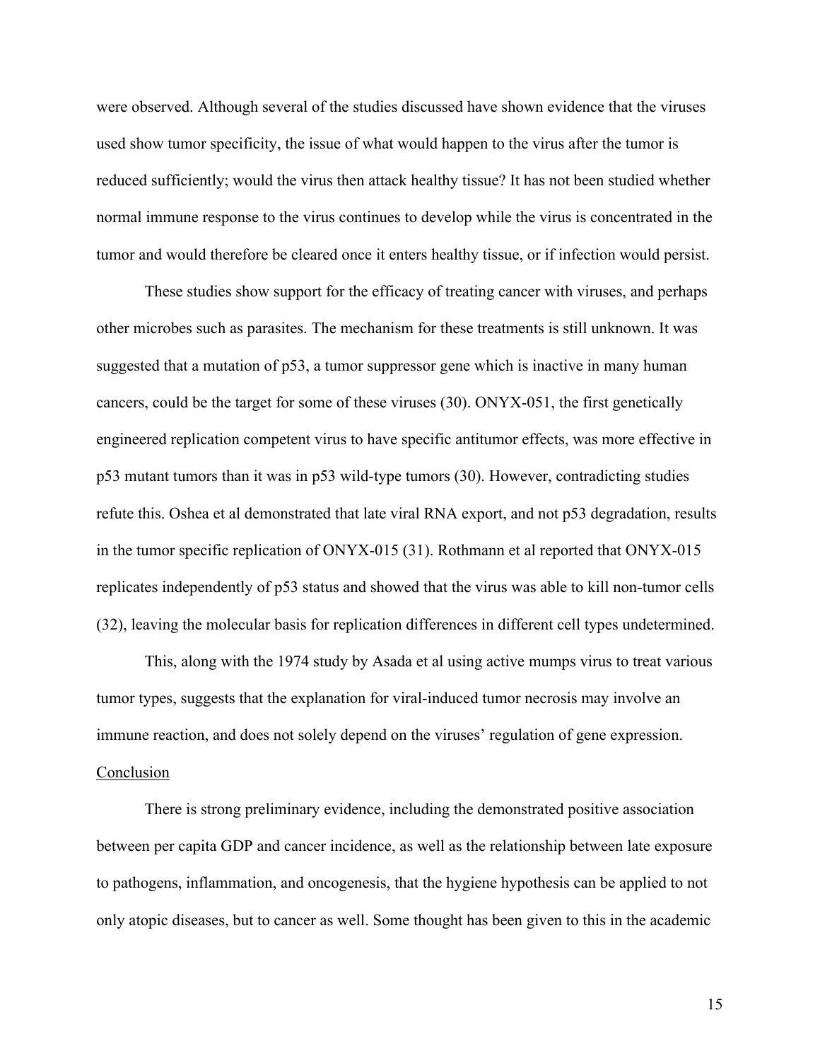were observed. Although several of the studies discussed have shown evidence that the viruses used show tumor specificity, the issue of what would happen to the virus after the tumor is reduced sufficiently; would the virus then attack healthy tissue? It has not been studied whether normal immune response to the virus continues to develop while the virus is concentrated in the tumor and would therefore be cleared once it enters healthy tissue, or if infection would persist.

These studies show support for the efficacy of treating cancer with viruses, and perhaps other microbes such as parasites. The mechanism for these treatments is still unknown. It was suggested that a mutation of p53, a tumor suppressor gene which is inactive in many human cancers, could be the target for some of these viruses (30). ONYX-051, the first genetically engineered replication competent virus to have specific antitumor effects, was more effective in p53 mutant tumors than it was in p53 wild-type tumors (30). However, contradicting studies refute this. Oshea et al demonstrated that late viral RNA export, and not p53 degradation, results in the tumor specific replication of ONYX-015 (31). Rothmann et al reported that ONYX-015 replicates independently of p53 status and showed that the virus was able to kill non-tumor cells (32), leaving the molecular basis for replication differences in different cell types undetermined.

This, along with the 1974 study by Asada et al using active mumps virus to treat various tumor types, suggests that the explanation for viral-induced tumor necrosis may involve an immune reaction, and does not solely depend on the viruses' regulation of gene expression.

## Conclusion

There is strong preliminary evidence, including the demonstrated positive association between per capita GDP and cancer incidence, as well as the relationship between late exposure to pathogens, inflammation, and oncogenesis, that the hygiene hypothesis can be applied to not only atopic diseases, but to cancer as well. Some thought has been given to this in the academic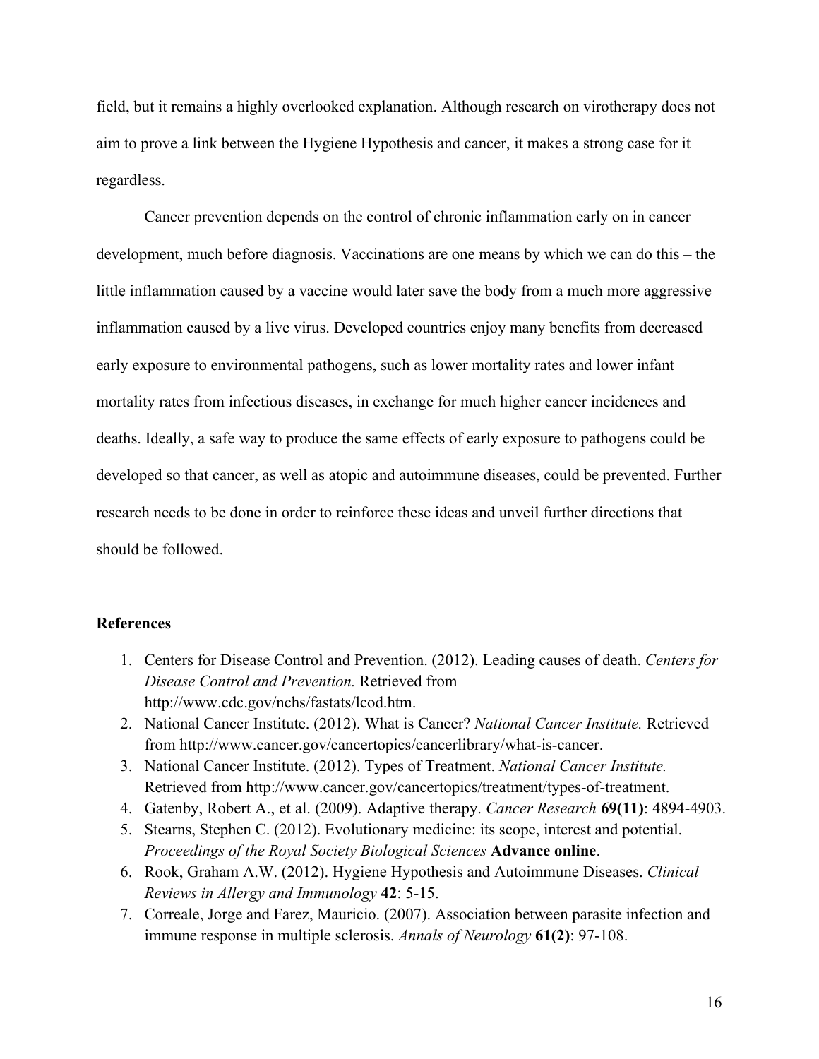field, but it remains a highly overlooked explanation. Although research on virotherapy does not aim to prove a link between the Hygiene Hypothesis and cancer, it makes a strong case for it regardless.

Cancer prevention depends on the control of chronic inflammation early on in cancer development, much before diagnosis. Vaccinations are one means by which we can do this – the little inflammation caused by a vaccine would later save the body from a much more aggressive inflammation caused by a live virus. Developed countries enjoy many benefits from decreased early exposure to environmental pathogens, such as lower mortality rates and lower infant mortality rates from infectious diseases, in exchange for much higher cancer incidences and deaths. Ideally, a safe way to produce the same effects of early exposure to pathogens could be developed so that cancer, as well as atopic and autoimmune diseases, could be prevented. Further research needs to be done in order to reinforce these ideas and unveil further directions that should be followed.

**References**

1. Centers for Disease Control and Prevention. (2012). Leading causes of death. *Centers for Disease Control and Prevention.* Retrieved from http://www.cdc.gov/nchs/fastats/lcod.htm.
2. National Cancer Institute. (2012). What is Cancer? *National Cancer Institute.* Retrieved from http://www.cancer.gov/cancertopics/cancerlibrary/what-is-cancer.
3. National Cancer Institute. (2012). Types of Treatment. *National Cancer Institute.* Retrieved from http://www.cancer.gov/cancertopics/treatment/types-of-treatment.
4. Gatenby, Robert A., et al. (2009). Adaptive therapy. *Cancer Research* **69(11)**: 4894-4903.
5. Stearns, Stephen C. (2012). Evolutionary medicine: its scope, interest and potential. *Proceedings of the Royal Society Biological Sciences* **Advance online**.
6. Rook, Graham A.W. (2012). Hygiene Hypothesis and Autoimmune Diseases. *Clinical Reviews in Allergy and Immunology* **42**: 5-15.
7. Correale, Jorge and Farez, Mauricio. (2007). Association between parasite infection and immune response in multiple sclerosis. *Annals of Neurology* **61(2)**: 97-108.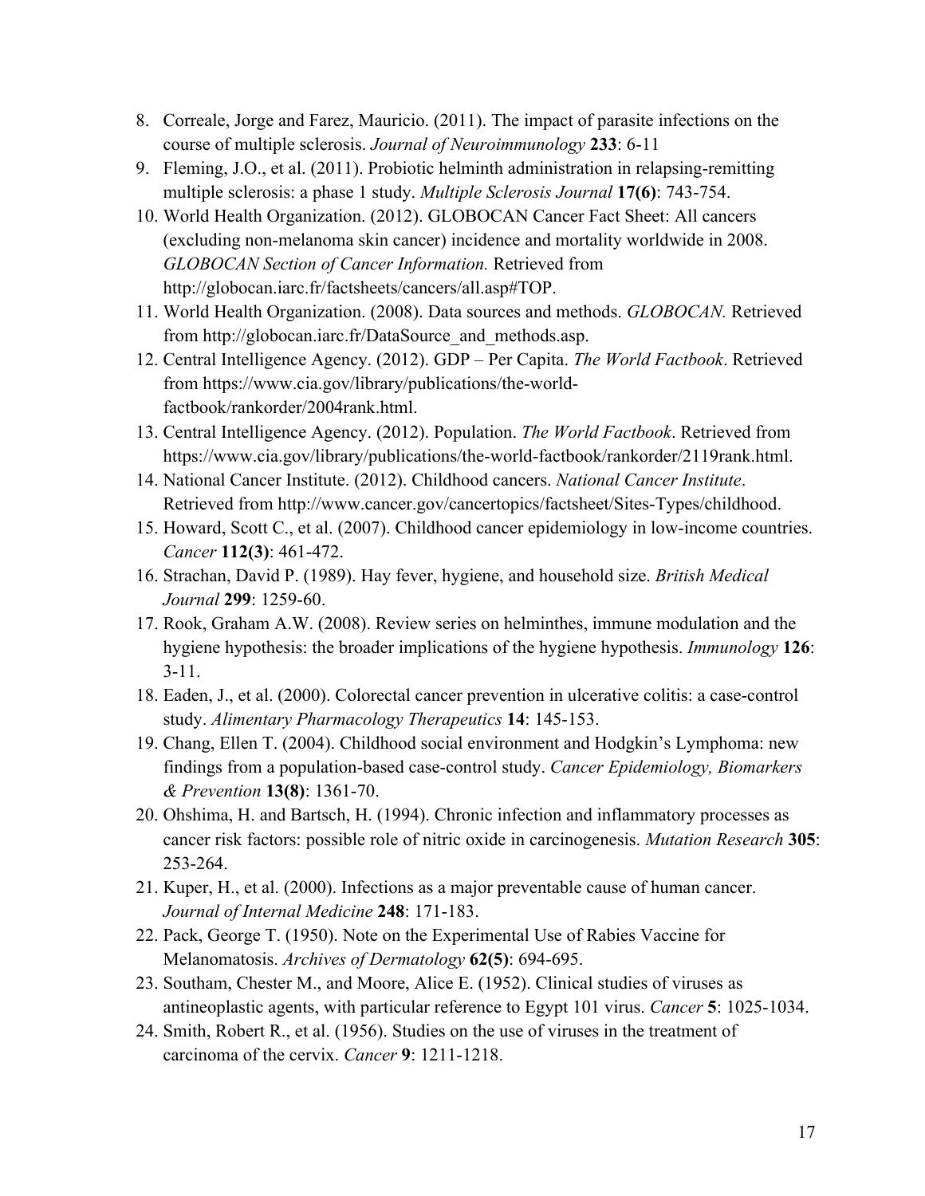8. Correale, Jorge and Farez, Mauricio. (2011). The impact of parasite infections on the course of multiple sclerosis. *Journal of Neuroimmunology* **233**: 6-11
9. Fleming, J.O., et al. (2011). Probiotic helminth administration in relapsing-remitting multiple sclerosis: a phase 1 study. *Multiple Sclerosis Journal* **17(6)**: 743-754.
10. World Health Organization. (2012). GLOBOCAN Cancer Fact Sheet: All cancers (excluding non-melanoma skin cancer) incidence and mortality worldwide in 2008. *GLOBOCAN Section of Cancer Information.* Retrieved from http://globocan.iarc.fr/factsheets/cancers/all.asp#TOP.
11. World Health Organization. (2008). Data sources and methods. *GLOBOCAN.* Retrieved from http://globocan.iarc.fr/DataSource_and_methods.asp.
12. Central Intelligence Agency. (2012). GDP – Per Capita. *The World Factbook*. Retrieved from https://www.cia.gov/library/publications/the-world-factbook/rankorder/2004rank.html.
13. Central Intelligence Agency. (2012). Population. *The World Factbook*. Retrieved from https://www.cia.gov/library/publications/the-world-factbook/rankorder/2119rank.html.
14. National Cancer Institute. (2012). Childhood cancers. *National Cancer Institute*. Retrieved from http://www.cancer.gov/cancertopics/factsheet/Sites-Types/childhood.
15. Howard, Scott C., et al. (2007). Childhood cancer epidemiology in low-income countries. *Cancer* **112(3)**: 461-472.
16. Strachan, David P. (1989). Hay fever, hygiene, and household size. *British Medical Journal* **299**: 1259-60.
17. Rook, Graham A.W. (2008). Review series on helminthes, immune modulation and the hygiene hypothesis: the broader implications of the hygiene hypothesis. *Immunology* **126**: 3-11.
18. Eaden, J., et al. (2000). Colorectal cancer prevention in ulcerative colitis: a case-control study. *Alimentary Pharmacology Therapeutics* **14**: 145-153.
19. Chang, Ellen T. (2004). Childhood social environment and Hodgkin's Lymphoma: new findings from a population-based case-control study. *Cancer Epidemiology, Biomarkers & Prevention* **13(8)**: 1361-70.
20. Ohshima, H. and Bartsch, H. (1994). Chronic infection and inflammatory processes as cancer risk factors: possible role of nitric oxide in carcinogenesis. *Mutation Research* **305**: 253-264.
21. Kuper, H., et al. (2000). Infections as a major preventable cause of human cancer. *Journal of Internal Medicine* **248**: 171-183.
22. Pack, George T. (1950). Note on the Experimental Use of Rabies Vaccine for Melanomatosis. *Archives of Dermatology* **62(5)**: 694-695.
23. Southam, Chester M., and Moore, Alice E. (1952). Clinical studies of viruses as antineoplastic agents, with particular reference to Egypt 101 virus. *Cancer* **5**: 1025-1034.
24. Smith, Robert R., et al. (1956). Studies on the use of viruses in the treatment of carcinoma of the cervix. *Cancer* **9**: 1211-1218.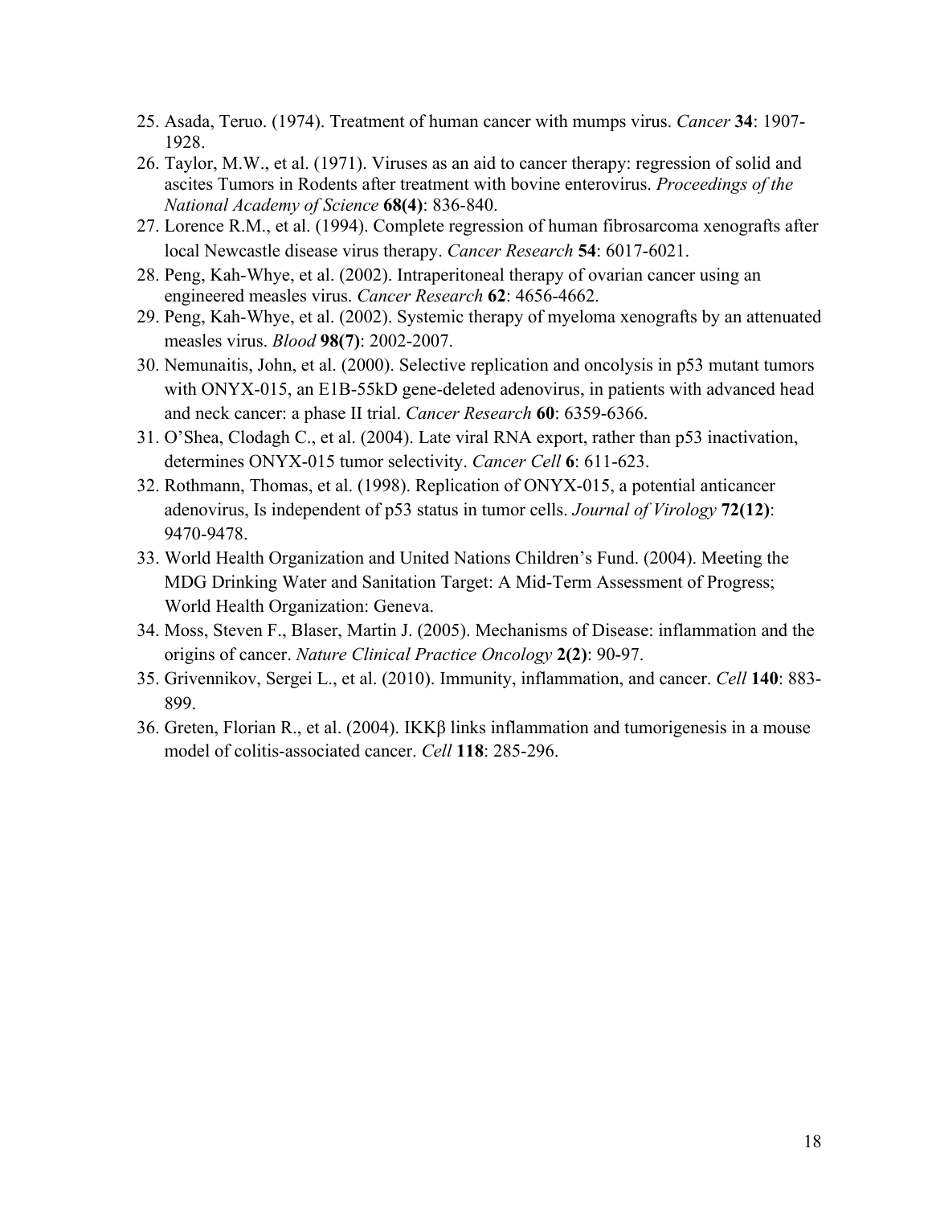25. Asada, Teruo. (1974). Treatment of human cancer with mumps virus. *Cancer* **34**: 1907-1928.
26. Taylor, M.W., et al. (1971). Viruses as an aid to cancer therapy: regression of solid and ascites Tumors in Rodents after treatment with bovine enterovirus. *Proceedings of the National Academy of Science* **68(4)**: 836-840.
27. Lorence R.M., et al. (1994). Complete regression of human fibrosarcoma xenografts after local Newcastle disease virus therapy. *Cancer Research* **54**: 6017-6021.
28. Peng, Kah-Whye, et al. (2002). Intraperitoneal therapy of ovarian cancer using an engineered measles virus. *Cancer Research* **62**: 4656-4662.
29. Peng, Kah-Whye, et al. (2002). Systemic therapy of myeloma xenografts by an attenuated measles virus. *Blood* **98(7)**: 2002-2007.
30. Nemunaitis, John, et al. (2000). Selective replication and oncolysis in p53 mutant tumors with ONYX-015, an E1B-55kD gene-deleted adenovirus, in patients with advanced head and neck cancer: a phase II trial. *Cancer Research* **60**: 6359-6366.
31. O'Shea, Clodagh C., et al. (2004). Late viral RNA export, rather than p53 inactivation, determines ONYX-015 tumor selectivity. *Cancer Cell* **6**: 611-623.
32. Rothmann, Thomas, et al. (1998). Replication of ONYX-015, a potential anticancer adenovirus, Is independent of p53 status in tumor cells. *Journal of Virology* **72(12)**: 9470-9478.
33. World Health Organization and United Nations Children's Fund. (2004). Meeting the MDG Drinking Water and Sanitation Target: A Mid-Term Assessment of Progress; World Health Organization: Geneva.
34. Moss, Steven F., Blaser, Martin J. (2005). Mechanisms of Disease: inflammation and the origins of cancer. *Nature Clinical Practice Oncology* **2(2)**: 90-97.
35. Grivennikov, Sergei L., et al. (2010). Immunity, inflammation, and cancer. *Cell* **140**: 883-899.
36. Greten, Florian R., et al. (2004). IKKβ links inflammation and tumorigenesis in a mouse model of colitis-associated cancer. *Cell* **118**: 285-296.